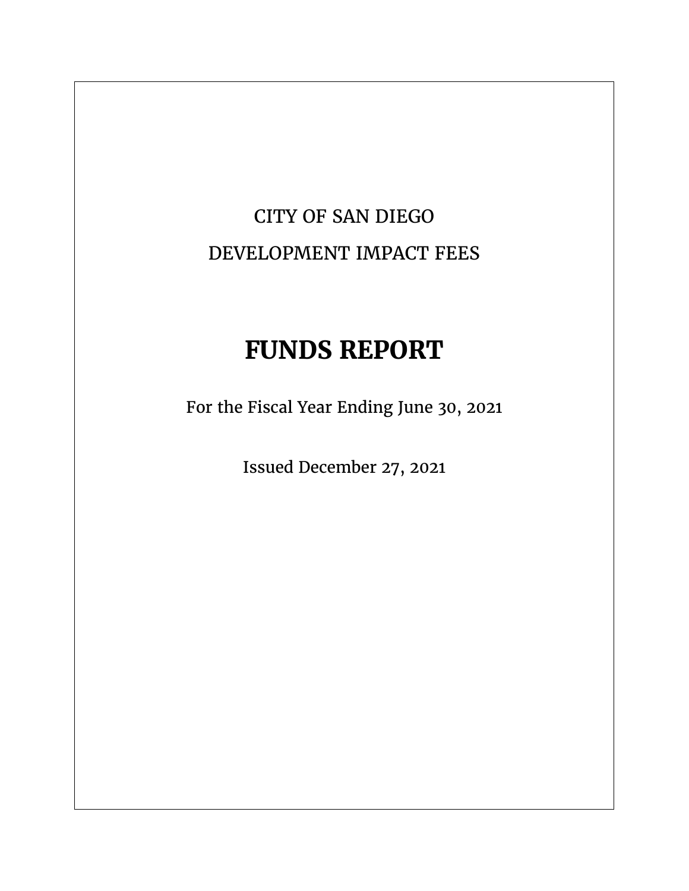CITY OF SAN DIEGO

DEVELOPMENT IMPACT FEES

# FUNDS REPORT

For the Fiscal Year Ending June 30, 2021

Issued December 27, 2021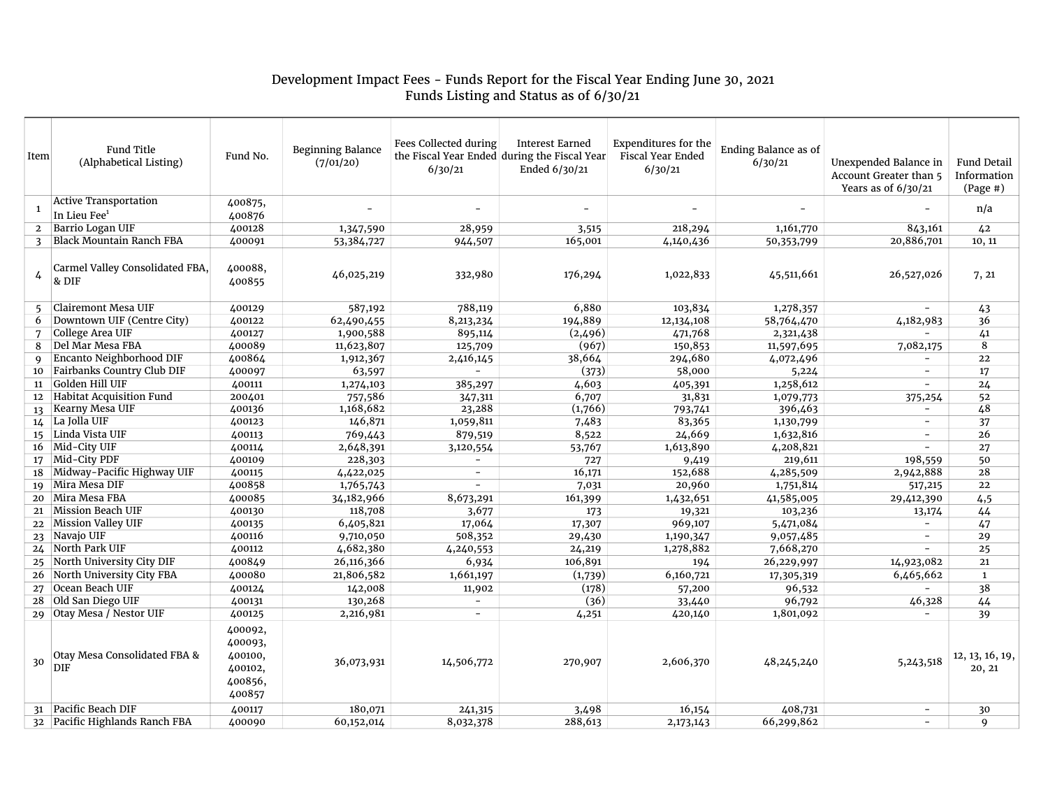# Development Impact Fees - Funds Report for the Fiscal Year Ending June 30, 2021
## Funds Listing and Status as of 6/30/21

| Item | Fund Title (Alphabetical Listing) | Fund No. | Beginning Balance (7/01/20) | Fees Collected during the Fiscal Year Ended 6/30/21 | Interest Earned during the Fiscal Year Ended 6/30/21 | Expenditures for the Fiscal Year Ended 6/30/21 | Ending Balance as of 6/30/21 | Unexpended Balance in Account Greater than 5 Years as of 6/30/21 | Fund Detail Information (Page #) |
|---|---|---|---|---|---|---|---|---|---|
| 1 | Active Transportation In Lieu Fee[1] | 400875, 400876 | - | - | - | - | - | - | n/a |
| 2 | Barrio Logan UIF | 400128 | 1,347,590 | 28,959 | 3,515 | 218,294 | 1,161,770 | 843,161 | 42 |
| 3 | Black Mountain Ranch FBA | 400091 | 53,384,727 | 944,507 | 165,001 | 4,140,436 | 50,353,799 | 20,886,701 | 10, 11 |
| 4 | Carmel Valley Consolidated FBA, & DIF | 400088, 400855 | 46,025,219 | 332,980 | 176,294 | 1,022,833 | 45,511,661 | 26,527,026 | 7, 21 |
| 5 | Clairemont Mesa UIF | 400129 | 587,192 | 788,119 | 6,880 | 103,834 | 1,278,357 | - | 43 |
| 6 | Downtown UIF (Centre City) | 400122 | 62,490,455 | 8,213,234 | 194,889 | 12,134,108 | 58,764,470 | 4,182,983 | 36 |
| 7 | College Area UIF | 400127 | 1,900,588 | 895,114 | (2,496) | 471,768 | 2,321,438 | - | 41 |
| 8 | Del Mar Mesa FBA | 400089 | 11,623,807 | 125,709 | (967) | 150,853 | 11,597,695 | 7,082,175 | 8 |
| 9 | Encanto Neighborhood DIF | 400864 | 1,912,367 | 2,416,145 | 38,664 | 294,680 | 4,072,496 | - | 22 |
| 10 | Fairbanks Country Club DIF | 400097 | 63,597 | - | (373) | 58,000 | 5,224 | - | 17 |
| 11 | Golden Hill UIF | 400111 | 1,274,103 | 385,297 | 4,603 | 405,391 | 1,258,612 | - | 24 |
| 12 | Habitat Acquisition Fund | 200401 | 757,586 | 347,311 | 6,707 | 31,831 | 1,079,773 | 375,254 | 52 |
| 13 | Kearny Mesa UIF | 400136 | 1,168,682 | 23,288 | (1,766) | 793,741 | 396,463 | - | 48 |
| 14 | La Jolla UIF | 400123 | 146,871 | 1,059,811 | 7,483 | 83,365 | 1,130,799 | - | 37 |
| 15 | Linda Vista UIF | 400113 | 769,443 | 879,519 | 8,522 | 24,669 | 1,632,816 | - | 26 |
| 16 | Mid-City UIF | 400114 | 2,648,391 | 3,120,554 | 53,767 | 1,613,890 | 4,208,821 | - | 27 |
| 17 | Mid-City PDF | 400109 | 228,303 | - | 727 | 9,419 | 219,611 | 198,559 | 50 |
| 18 | Midway-Pacific Highway UIF | 400115 | 4,422,025 | - | 16,171 | 152,688 | 4,285,509 | 2,942,888 | 28 |
| 19 | Mira Mesa DIF | 400858 | 1,765,743 | - | 7,031 | 20,960 | 1,751,814 | 517,215 | 22 |
| 20 | Mira Mesa FBA | 400085 | 34,182,966 | 8,673,291 | 161,399 | 1,432,651 | 41,585,005 | 29,412,390 | 4,5 |
| 21 | Mission Beach UIF | 400130 | 118,708 | 3,677 | 173 | 19,321 | 103,236 | 13,174 | 44 |
| 22 | Mission Valley UIF | 400135 | 6,405,821 | 17,064 | 17,307 | 969,107 | 5,471,084 | - | 47 |
| 23 | Navajo UIF | 400116 | 9,710,050 | 508,352 | 29,430 | 1,190,347 | 9,057,485 | - | 29 |
| 24 | North Park UIF | 400112 | 4,682,380 | 4,240,553 | 24,219 | 1,278,882 | 7,668,270 | - | 25 |
| 25 | North University City DIF | 400849 | 26,116,366 | 6,934 | 106,891 | 194 | 26,229,997 | 14,923,082 | 21 |
| 26 | North University City FBA | 400080 | 21,806,582 | 1,661,197 | (1,739) | 6,160,721 | 17,305,319 | 6,465,662 | 1 |
| 27 | Ocean Beach UIF | 400124 | 142,008 | 11,902 | (178) | 57,200 | 96,532 | - | 38 |
| 28 | Old San Diego UIF | 400131 | 130,268 | - | (36) | 33,440 | 96,792 | 46,328 | 44 |
| 29 | Otay Mesa / Nestor UIF | 400125 | 2,216,981 | - | 4,251 | 420,140 | 1,801,092 | - | 39 |
| 30 | Otay Mesa Consolidated FBA & DIF | 400092, 400093, 400100, 400102, 400856, 400857 | 36,073,931 | 14,506,772 | 270,907 | 2,606,370 | 48,245,240 | 5,243,518 | 12, 13, 16, 19, 20, 21 |
| 31 | Pacific Beach DIF | 400117 | 180,071 | 241,315 | 3,498 | 16,154 | 408,731 | - | 30 |
| 32 | Pacific Highlands Ranch FBA | 400090 | 60,152,014 | 8,032,378 | 288,613 | 2,173,143 | 66,299,862 | - | 9 |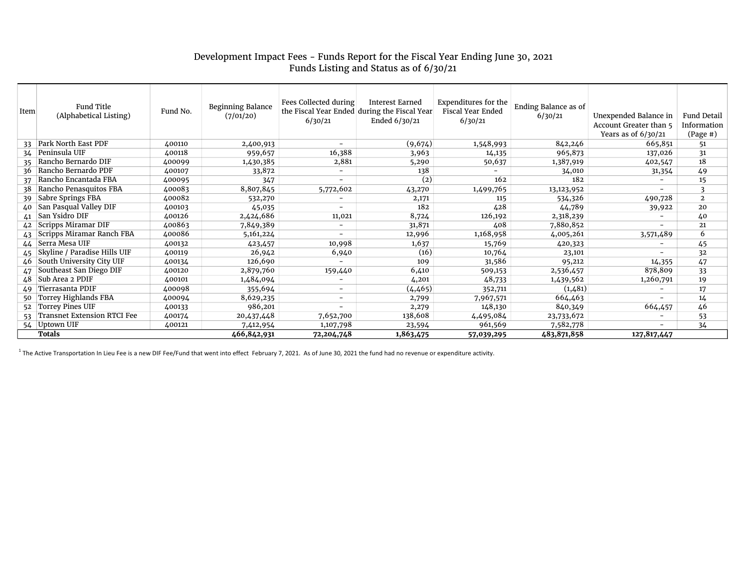Development Impact Fees - Funds Report for the Fiscal Year Ending June 30, 2021
Funds Listing and Status as of 6/30/21

| Item | Fund Title (Alphabetical Listing) | Fund No. | Beginning Balance (7/01/20) | Fees Collected during the Fiscal Year Ended 6/30/21 | Interest Earned during the Fiscal Year Ended 6/30/21 | Expenditures for the Fiscal Year Ended 6/30/21 | Ending Balance as of 6/30/21 | Unexpended Balance in Account Greater than 5 Years as of 6/30/21 | Fund Detail Information (Page #) |
|---|---|---|---|---|---|---|---|---|---|
| 33 | Park North East PDF | 400110 | 2,400,913 | - | (9,674) | 1,548,993 | 842,246 | 665,851 | 51 |
| 34 | Peninsula UIF | 400118 | 959,657 | 16,388 | 3,963 | 14,135 | 965,873 | 137,026 | 31 |
| 35 | Rancho Bernardo DIF | 400099 | 1,430,385 | 2,881 | 5,290 | 50,637 | 1,387,919 | 402,547 | 18 |
| 36 | Rancho Bernardo PDF | 400107 | 33,872 | - | 138 | - | 34,010 | 31,354 | 49 |
| 37 | Rancho Encantada FBA | 400095 | 347 | - | (2) | 162 | 182 | - | 15 |
| 38 | Rancho Penasquitos FBA | 400083 | 8,807,845 | 5,772,602 | 43,270 | 1,499,765 | 13,123,952 | - | 3 |
| 39 | Sabre Springs FBA | 400082 | 532,270 | - | 2,171 | 115 | 534,326 | 490,728 | 2 |
| 40 | San Pasqual Valley DIF | 400103 | 45,035 | - | 182 | 428 | 44,789 | 39,922 | 20 |
| 41 | San Ysidro DIF | 400126 | 2,424,686 | 11,021 | 8,724 | 126,192 | 2,318,239 | - | 40 |
| 42 | Scripps Miramar DIF | 400863 | 7,849,389 | - | 31,871 | 408 | 7,880,852 | - | 21 |
| 43 | Scripps Miramar Ranch FBA | 400086 | 5,161,224 | - | 12,996 | 1,168,958 | 4,005,261 | 3,571,489 | 6 |
| 44 | Serra Mesa UIF | 400132 | 423,457 | 10,998 | 1,637 | 15,769 | 420,323 | - | 45 |
| 45 | Skyline / Paradise Hills UIF | 400119 | 26,942 | 6,940 | (16) | 10,764 | 23,101 | - | 32 |
| 46 | South University City UIF | 400134 | 126,690 | - | 109 | 31,586 | 95,212 | 14,355 | 47 |
| 47 | Southeast San Diego DIF | 400120 | 2,879,760 | 159,440 | 6,410 | 509,153 | 2,536,457 | 878,809 | 33 |
| 48 | Sub Area 2 PDIF | 400101 | 1,484,094 | - | 4,201 | 48,733 | 1,439,562 | 1,260,791 | 19 |
| 49 | Tierrasanta PDIF | 400098 | 355,694 | - | (4,465) | 352,711 | (1,481) | - | 17 |
| 50 | Torrey Highlands FBA | 400094 | 8,629,235 | - | 2,799 | 7,967,571 | 664,463 | - | 14 |
| 52 | Torrey Pines UIF | 400133 | 986,201 | - | 2,279 | 148,130 | 840,349 | 664,457 | 46 |
| 53 | Transnet Extension RTCI Fee | 400174 | 20,437,448 | 7,652,700 | 138,608 | 4,495,084 | 23,733,672 | - | 53 |
| 54 | Uptown UIF | 400121 | 7,412,954 | 1,107,798 | 23,594 | 961,569 | 7,582,778 | - | 34 |
| | **Totals** | | **466,842,931** | **72,204,748** | **1,863,475** | **57,039,295** | **483,871,858** | **127,817,447** | |

[1] The Active Transportation In Lieu Fee is a new DIF Fee/Fund that went into effect February 7, 2021. As of June 30, 2021 the fund had no revenue or expenditure activity.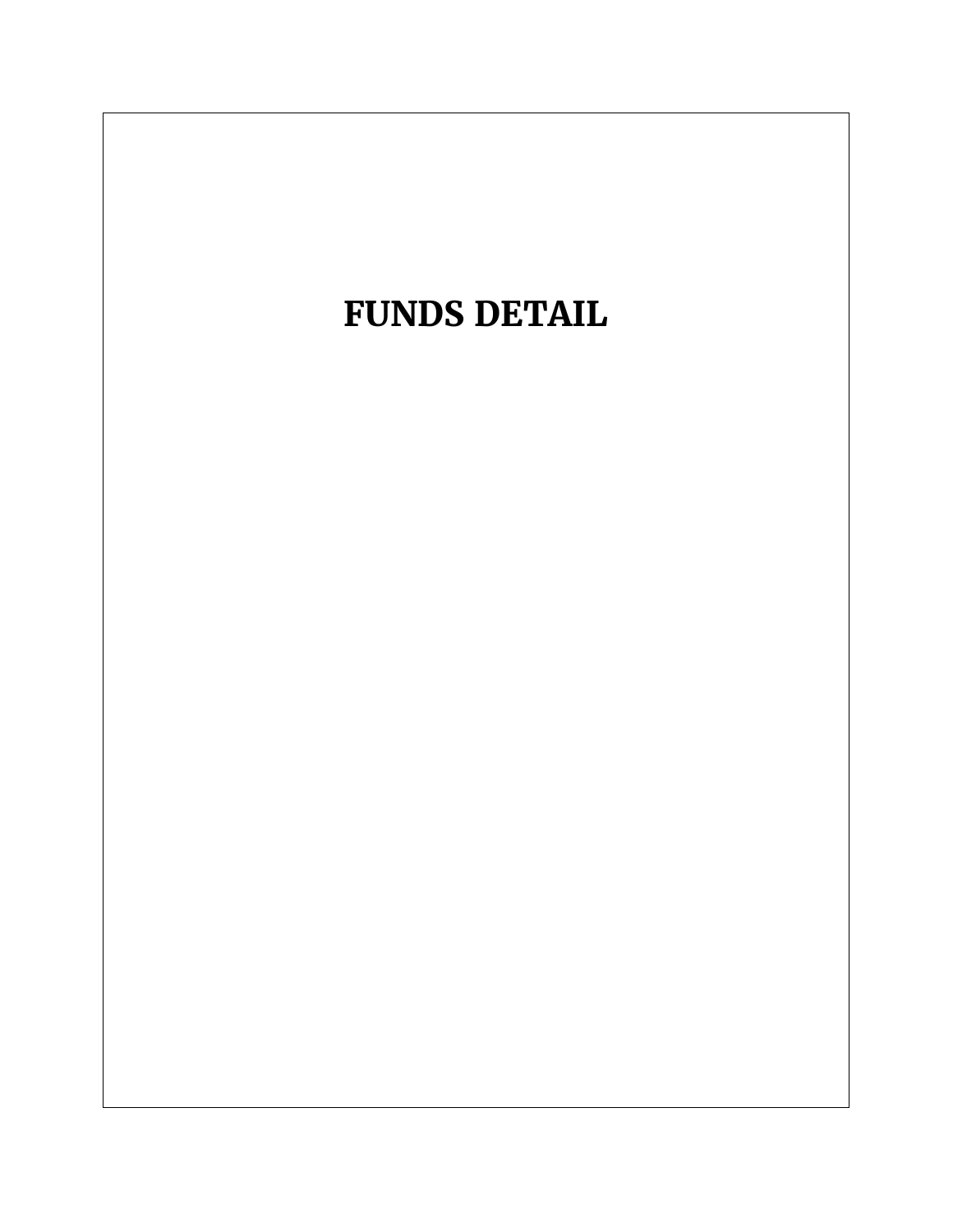# FUNDS DETAIL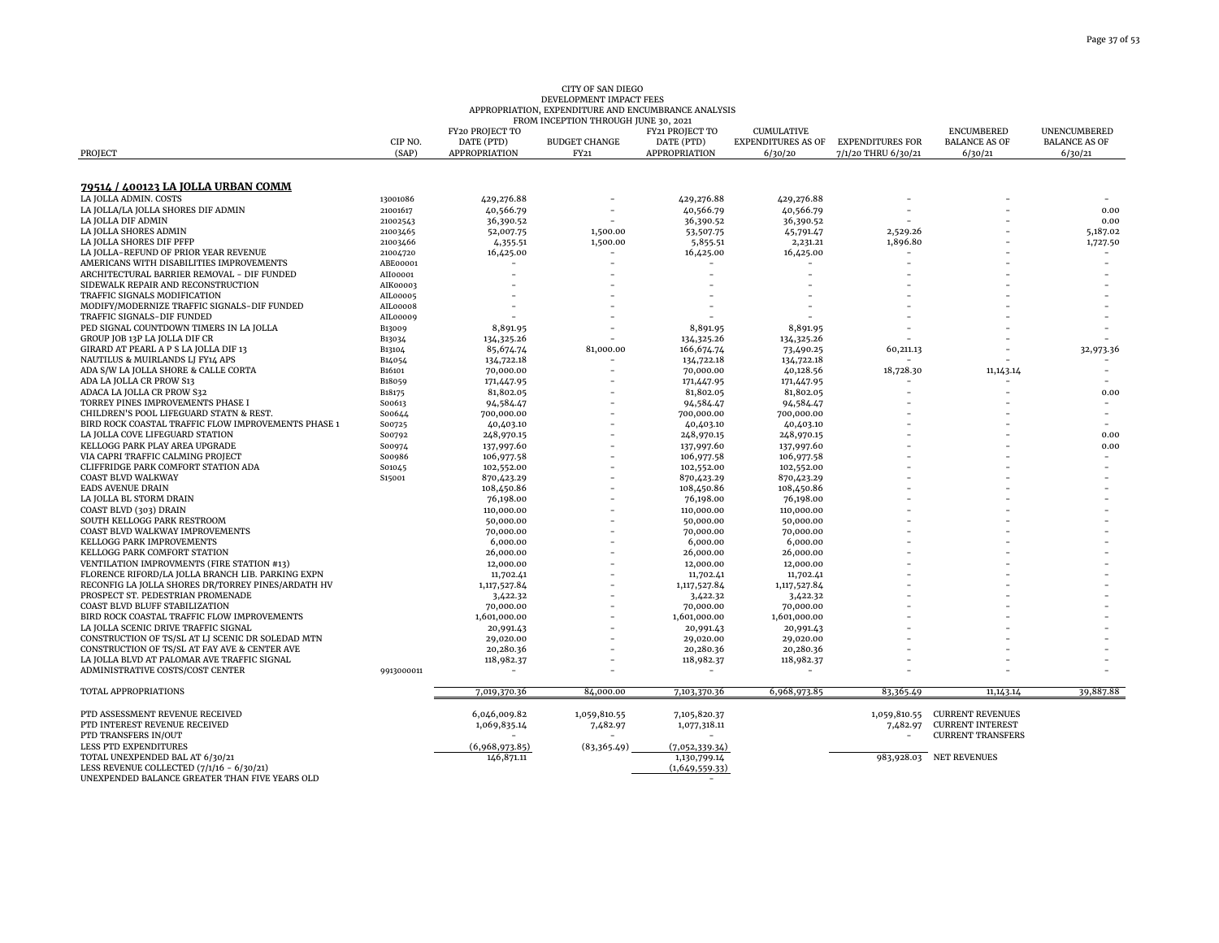CITY OF SAN DIEGO
DEVELOPMENT IMPACT FEES
APPROPRIATION, EXPENDITURE AND ENCUMBRANCE ANALYSIS
FROM INCEPTION THROUGH JUNE 30, 2021

| PROJECT | CIP NO. (SAP) | FY20 PROJECT TO DATE (PTD) APPROPRIATION | BUDGET CHANGE FY21 | FY21 PROJECT TO DATE (PTD) APPROPRIATION | CUMULATIVE EXPENDITURES AS OF 6/30/20 | EXPENDITURES FOR 7/1/20 THRU 6/30/21 | ENCUMBERED BALANCE AS OF 6/30/21 | UNENCUMBERED BALANCE AS OF 6/30/21 |
|---|---|---|---|---|---|---|---|---|
| **79514 / 400123 LA JOLLA URBAN COMM** | | | | | | | | |
| LA JOLLA ADMIN. COSTS | 13001086 | 429,276.88 | - | 429,276.88 | 429,276.88 | - | - | - |
| LA JOLLA/LA JOLLA SHORES DIF ADMIN | 21001617 | 40,566.79 | - | 40,566.79 | 40,566.79 | - | - | 0.00 |
| LA JOLLA DIF ADMIN | 21002543 | 36,390.52 | - | 36,390.52 | 36,390.52 | - | - | 0.00 |
| LA JOLLA SHORES ADMIN | 21003465 | 52,007.75 | 1,500.00 | 53,507.75 | 45,791.47 | 2,529.26 | - | 5,187.02 |
| LA JOLLA SHORES DIF PFFP | 21003466 | 4,355.51 | 1,500.00 | 5,855.51 | 2,231.21 | 1,896.80 | - | 1,727.50 |
| LA JOLLA-REFUND OF PRIOR YEAR REVENUE | 21004720 | 16,425.00 | - | 16,425.00 | 16,425.00 | - | - | - |
| AMERICANS WITH DISABILITIES IMPROVEMENTS | ABE00001 | - | - | - | - | - | - | - |
| ARCHITECTURAL BARRIER REMOVAL - DIF FUNDED | AII00001 | - | - | - | - | - | - | - |
| SIDEWALK REPAIR AND RECONSTRUCTION | AIK00003 | - | - | - | - | - | - | - |
| TRAFFIC SIGNALS MODIFICATION | AIL00005 | - | - | - | - | - | - | - |
| MODIFY/MODERNIZE TRAFFIC SIGNALS-DIF FUNDED | AIL00008 | - | - | - | - | - | - | - |
| TRAFFIC SIGNALS-DIF FUNDED | AIL00009 | - | - | - | - | - | - | - |
| PED SIGNAL COUNTDOWN TIMERS IN LA JOLLA | B13009 | 8,891.95 | - | 8,891.95 | 8,891.95 | - | - | - |
| GROUP JOB 13P LA JOLLA DIF CR | B13034 | 134,325.26 | - | 134,325.26 | 134,325.26 | - | - | - |
| GIRARD AT PEARL A P S LA JOLLA DIF 13 | B13104 | 85,674.74 | 81,000.00 | 166,674.74 | 73,490.25 | 60,211.13 | - | 32,973.36 |
| NAUTILUS & MUIRLANDS LJ FY14 APS | B14054 | 134,722.18 | - | 134,722.18 | 134,722.18 | - | - | - |
| ADA S/W LA JOLLA SHORE & CALLE CORTA | B16101 | 70,000.00 | - | 70,000.00 | 40,128.56 | 18,728.30 | 11,143.14 | - |
| ADA LA JOLLA CR PROW S13 | B18059 | 171,447.95 | - | 171,447.95 | 171,447.95 | - | - | - |
| ADACA LA JOLLA CR PROW S32 | B18175 | 81,802.05 | - | 81,802.05 | 81,802.05 | - | - | 0.00 |
| TORREY PINES IMPROVEMENTS PHASE I | S00613 | 94,584.47 | - | 94,584.47 | 94,584.47 | - | - | - |
| CHILDREN'S POOL LIFEGUARD STATN & REST. | S00644 | 700,000.00 | - | 700,000.00 | 700,000.00 | - | - | - |
| BIRD ROCK COASTAL TRAFFIC FLOW IMPROVEMENTS PHASE 1 | S00725 | 40,403.10 | - | 40,403.10 | 40,403.10 | - | - | - |
| LA JOLLA COVE LIFEGUARD STATION | S00792 | 248,970.15 | - | 248,970.15 | 248,970.15 | - | - | 0.00 |
| KELLOGG PARK PLAY AREA UPGRADE | S00974 | 137,997.60 | - | 137,997.60 | 137,997.60 | - | - | 0.00 |
| VIA CAPRI TRAFFIC CALMING PROJECT | S00986 | 106,977.58 | - | 106,977.58 | 106,977.58 | - | - | - |
| CLIFFRIDGE PARK COMFORT STATION ADA | S01045 | 102,552.00 | - | 102,552.00 | 102,552.00 | - | - | - |
| COAST BLVD WALKWAY | S15001 | 870,423.29 | - | 870,423.29 | 870,423.29 | - | - | - |
| EADS AVENUE DRAIN | | 108,450.86 | - | 108,450.86 | 108,450.86 | - | - | - |
| LA JOLLA BL STORM DRAIN | | 76,198.00 | - | 76,198.00 | 76,198.00 | - | - | - |
| COAST BLVD (303) DRAIN | | 110,000.00 | - | 110,000.00 | 110,000.00 | - | - | - |
| SOUTH KELLOGG PARK RESTROOM | | 50,000.00 | - | 50,000.00 | 50,000.00 | - | - | - |
| COAST BLVD WALKWAY IMPROVEMENTS | | 70,000.00 | - | 70,000.00 | 70,000.00 | - | - | - |
| KELLOGG PARK IMPROVEMENTS | | 6,000.00 | - | 6,000.00 | 6,000.00 | - | - | - |
| KELLOGG PARK COMFORT STATION | | 26,000.00 | - | 26,000.00 | 26,000.00 | - | - | - |
| VENTILATION IMPROVMENTS (FIRE STATION #13) | | 12,000.00 | - | 12,000.00 | 12,000.00 | - | - | - |
| FLORENCE RIFORD/LA JOLLA BRANCH LIB. PARKING EXPN | | 11,702.41 | - | 11,702.41 | 11,702.41 | - | - | - |
| RECONFIG LA JOLLA SHORES DR/TORREY PINES/ARDATH HV | | 1,117,527.84 | - | 1,117,527.84 | 1,117,527.84 | - | - | - |
| PROSPECT ST. PEDESTRIAN PROMENADE | | 3,422.32 | - | 3,422.32 | 3,422.32 | - | - | - |
| COAST BLVD BLUFF STABILIZATION | | 70,000.00 | - | 70,000.00 | 70,000.00 | - | - | - |
| BIRD ROCK COASTAL TRAFFIC FLOW IMPROVEMENTS | | 1,601,000.00 | - | 1,601,000.00 | 1,601,000.00 | - | - | - |
| LA JOLLA SCENIC DRIVE TRAFFIC SIGNAL | | 20,991.43 | - | 20,991.43 | 20,991.43 | - | - | - |
| CONSTRUCTION OF TS/SL AT LJ SCENIC DR SOLEDAD MTN | | 29,020.00 | - | 29,020.00 | 29,020.00 | - | - | - |
| CONSTRUCTION OF TS/SL AT FAY AVE & CENTER AVE | | 20,280.36 | - | 20,280.36 | 20,280.36 | - | - | - |
| LA JOLLA BLVD AT PALOMAR AVE TRAFFIC SIGNAL | | 118,982.37 | - | 118,982.37 | 118,982.37 | - | - | - |
| ADMINISTRATIVE COSTS/COST CENTER | 9913000011 | - | - | - | - | - | - | - |
| TOTAL APPROPRIATIONS | | 7,019,370.36 | 84,000.00 | 7,103,370.36 | 6,968,973.85 | 83,365.49 | 11,143.14 | 39,887.88 |

| | | | | | | |
|---|---|---|---|---|---|---|
| PTD ASSESSMENT REVENUE RECEIVED | 6,046,009.82 | 1,059,810.55 | 7,105,820.37 | | 1,059,810.55 | CURRENT REVENUES |
| PTD INTEREST REVENUE RECEIVED | 1,069,835.14 | 7,482.97 | 1,077,318.11 | | 7,482.97 | CURRENT INTEREST |
| PTD TRANSFERS IN/OUT | - | - | - | | - | CURRENT TRANSFERS |
| LESS PTD EXPENDITURES | (6,968,973.85) | (83,365.49) | (7,052,339.34) | | | |
| TOTAL UNEXPENDED BAL AT 6/30/21 | 146,871.11 | | 1,130,799.14 | | 983,928.03 | NET REVENUES |
| LESS REVENUE COLLECTED (7/1/16 - 6/30/21) | | | (1,649,559.33) | | | |
| UNEXPENDED BALANCE GREATER THAN FIVE YEARS OLD | | | - | | | |